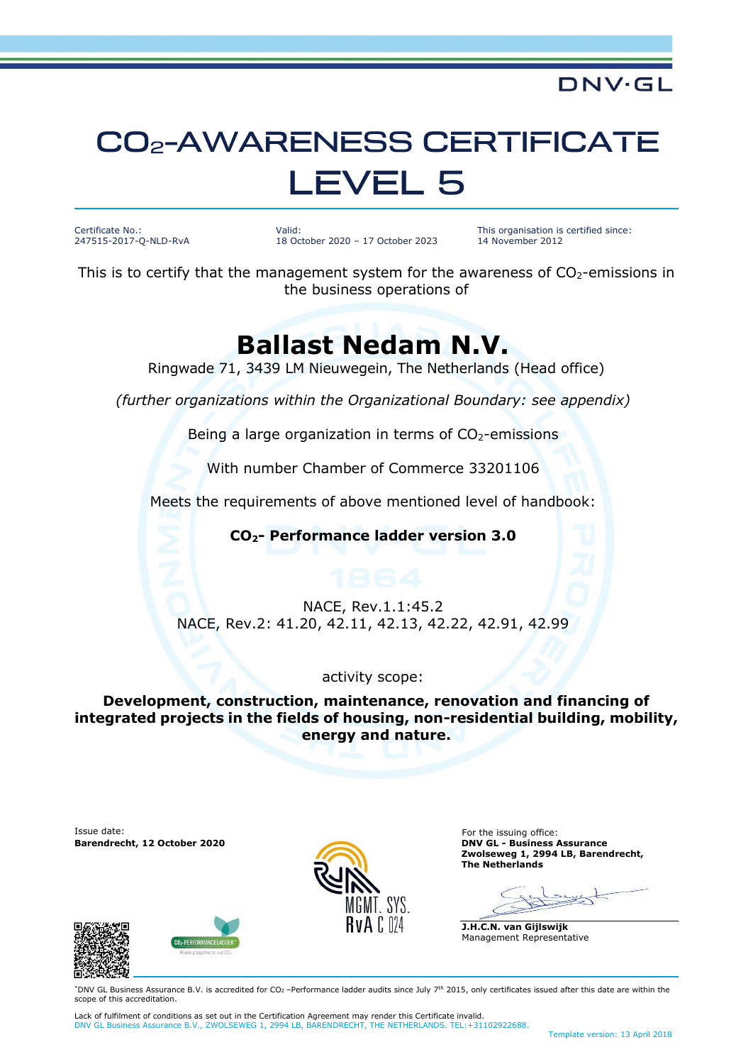DNV·GL

# $CO_2$-AWARENESS CERTIFICATE LEVEL 5

Certificate No.:
247515-2017-Q-NLD-RvA

Valid:
18 October 2020 – 17 October 2023

This organisation is certified since:
14 November 2012

This is to certify that the management system for the awareness of $CO_2$-emissions in the business operations of

## Ballast Nedam N.V.

Ringwade 71, 3439 LM Nieuwegein, The Netherlands (Head office)

*(further organizations within the Organizational Boundary: see appendix)*

Being a large organization in terms of $CO_2$-emissions

With number Chamber of Commerce 33201106

Meets the requirements of above mentioned level of handbook:

**$CO_2$- Performance ladder version 3.0**

NACE, Rev.1.1:45.2
NACE, Rev.2: 41.20, 42.11, 42.13, 42.22, 42.91, 42.99

activity scope:

**Development, construction, maintenance, renovation and financing of integrated projects in the fields of housing, non-residential building, mobility, energy and nature.**

Issue date:
**Barendrecht, 12 October 2020**

MGMT. SYS.
RvA C 024

For the issuing office:
**DNV GL - Business Assurance**
**Zwolseweg 1, 2994 LB, Barendrecht, The Netherlands**

**J.H.C.N. van Gijlswijk**
Management Representative

*DNV GL Business Assurance B.V. is accredited for $CO_2$ –Performance ladder audits since July 7th 2015, only certificates issued after this date are within the scope of this accreditation.

Lack of fulfilment of conditions as set out in the Certification Agreement may render this Certificate invalid.
DNV GL Business Assurance B.V., ZWOLSEWEG 1, 2994 LB, BARENDRECHT, THE NETHERLANDS. TEL:+31102922688.

Template version: 13 April 2018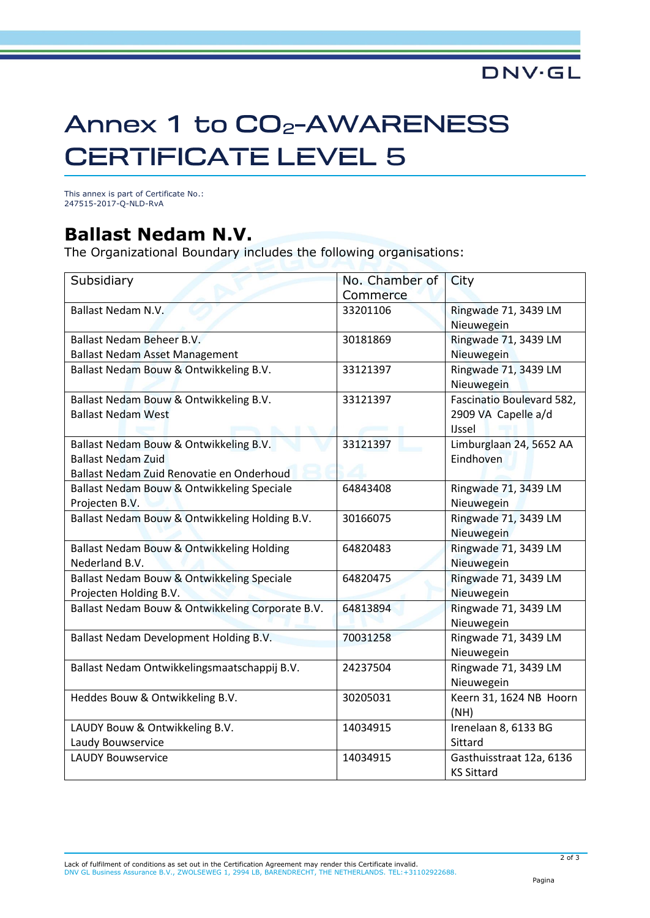# Annex 1 to $CO_2$-AWARENESS CERTIFICATE LEVEL 5

This annex is part of Certificate No.:
247515-2017-Q-NLD-RvA

## Ballast Nedam N.V.

The Organizational Boundary includes the following organisations:

| Subsidiary | No. Chamber of Commerce | City |
|---|---|---|
| Ballast Nedam N.V. | 33201106 | Ringwade 71, 3439 LM Nieuwegein |
| Ballast Nedam Beheer B.V.<br>Ballast Nedam Asset Management | 30181869 | Ringwade 71, 3439 LM Nieuwegein |
| Ballast Nedam Bouw & Ontwikkeling B.V. | 33121397 | Ringwade 71, 3439 LM Nieuwegein |
| Ballast Nedam Bouw & Ontwikkeling B.V.<br>Ballast Nedam West | 33121397 | Fascinatio Boulevard 582, 2909 VA Capelle a/d IJssel |
| Ballast Nedam Bouw & Ontwikkeling B.V.<br>Ballast Nedam Zuid<br>Ballast Nedam Zuid Renovatie en Onderhoud | 33121397 | Limburglaan 24, 5652 AA Eindhoven |
| Ballast Nedam Bouw & Ontwikkeling Speciale Projecten B.V. | 64843408 | Ringwade 71, 3439 LM Nieuwegein |
| Ballast Nedam Bouw & Ontwikkeling Holding B.V. | 30166075 | Ringwade 71, 3439 LM Nieuwegein |
| Ballast Nedam Bouw & Ontwikkeling Holding Nederland B.V. | 64820483 | Ringwade 71, 3439 LM Nieuwegein |
| Ballast Nedam Bouw & Ontwikkeling Speciale Projecten Holding B.V. | 64820475 | Ringwade 71, 3439 LM Nieuwegein |
| Ballast Nedam Bouw & Ontwikkeling Corporate B.V. | 64813894 | Ringwade 71, 3439 LM Nieuwegein |
| Ballast Nedam Development Holding B.V. | 70031258 | Ringwade 71, 3439 LM Nieuwegein |
| Ballast Nedam Ontwikkelingsmaatschappij B.V. | 24237504 | Ringwade 71, 3439 LM Nieuwegein |
| Heddes Bouw & Ontwikkeling B.V. | 30205031 | Keern 31, 1624 NB Hoorn (NH) |
| LAUDY Bouw & Ontwikkeling B.V.<br>Laudy Bouwservice | 14034915 | Irenelaan 8, 6133 BG Sittard |
| LAUDY Bouwservice | 14034915 | Gasthuisstraat 12a, 6136 KS Sittard |

Lack of fulfilment of conditions as set out in the Certification Agreement may render this Certificate invalid.
DNV GL Business Assurance B.V., ZWOLSEWEG 1, 2994 LB, BARENDRECHT, THE NETHERLANDS. TEL:+31102922688.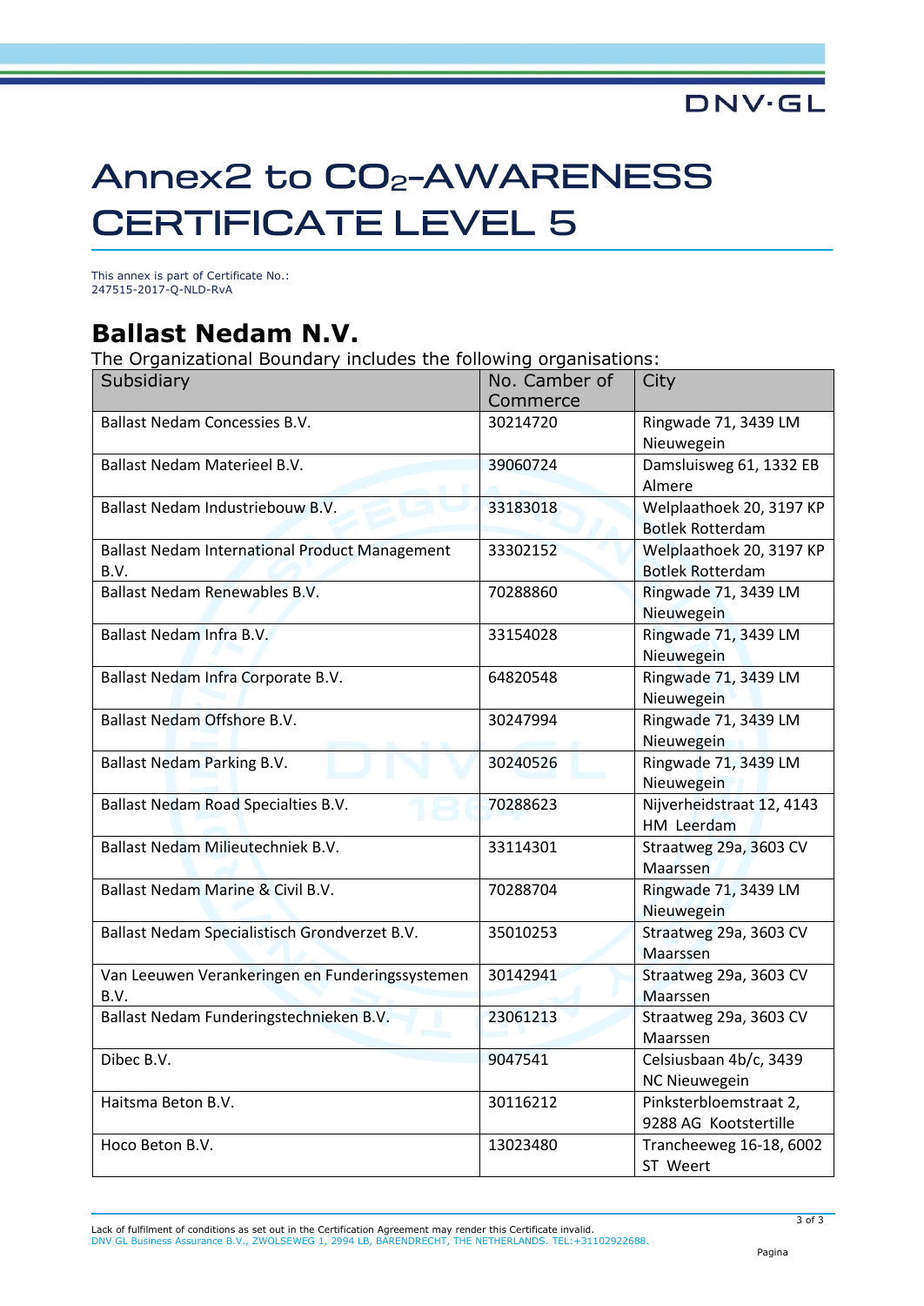# Annex2 to $CO_2$-AWARENESS CERTIFICATE LEVEL 5

This annex is part of Certificate No.:
247515-2017-Q-NLD-RvA

## Ballast Nedam N.V.

The Organizational Boundary includes the following organisations:

| Subsidiary | No. Camber of Commerce | City |
|---|---|---|
| Ballast Nedam Concessies B.V. | 30214720 | Ringwade 71, 3439 LM Nieuwegein |
| Ballast Nedam Materieel B.V. | 39060724 | Damsluisweg 61, 1332 EB Almere |
| Ballast Nedam Industriebouw B.V. | 33183018 | Welplaathoek 20, 3197 KP Botlek Rotterdam |
| Ballast Nedam International Product Management B.V. | 33302152 | Welplaathoek 20, 3197 KP Botlek Rotterdam |
| Ballast Nedam Renewables B.V. | 70288860 | Ringwade 71, 3439 LM Nieuwegein |
| Ballast Nedam Infra B.V. | 33154028 | Ringwade 71, 3439 LM Nieuwegein |
| Ballast Nedam Infra Corporate B.V. | 64820548 | Ringwade 71, 3439 LM Nieuwegein |
| Ballast Nedam Offshore B.V. | 30247994 | Ringwade 71, 3439 LM Nieuwegein |
| Ballast Nedam Parking B.V. | 30240526 | Ringwade 71, 3439 LM Nieuwegein |
| Ballast Nedam Road Specialties B.V. | 70288623 | Nijverheidstraat 12, 4143 HM Leerdam |
| Ballast Nedam Milieutechniek B.V. | 33114301 | Straatweg 29a, 3603 CV Maarssen |
| Ballast Nedam Marine & Civil B.V. | 70288704 | Ringwade 71, 3439 LM Nieuwegein |
| Ballast Nedam Specialistisch Grondverzet B.V. | 35010253 | Straatweg 29a, 3603 CV Maarssen |
| Van Leeuwen Verankeringen en Funderingssystemen B.V. | 30142941 | Straatweg 29a, 3603 CV Maarssen |
| Ballast Nedam Funderingstechnieken B.V. | 23061213 | Straatweg 29a, 3603 CV Maarssen |
| Dibec B.V. | 9047541 | Celsiusbaan 4b/c, 3439 NC Nieuwegein |
| Haitsma Beton B.V. | 30116212 | Pinksterbloemstraat 2, 9288 AG Kootstertille |
| Hoco Beton B.V. | 13023480 | Trancheeweg 16-18, 6002 ST Weert |

Lack of fulfilment of conditions as set out in the Certification Agreement may render this Certificate invalid.
DNV GL Business Assurance B.V., ZWOLSEWEG 1, 2994 LB, BARENDRECHT, THE NETHERLANDS. TEL:+31102922688.